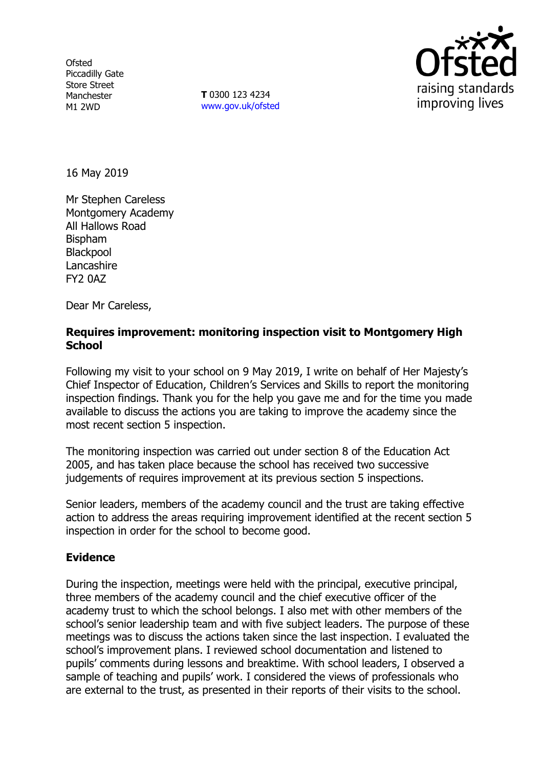Ofsted
Piccadilly Gate
Store Street
Manchester
M1 2WD

**T** 0300 123 4234
www.gov.uk/ofsted

raising standards
improving lives

16 May 2019

Mr Stephen Careless
Montgomery Academy
All Hallows Road
Bispham
Blackpool
Lancashire
FY2 0AZ

Dear Mr Careless,

**Requires improvement: monitoring inspection visit to Montgomery High School**

Following my visit to your school on 9 May 2019, I write on behalf of Her Majesty's Chief Inspector of Education, Children's Services and Skills to report the monitoring inspection findings. Thank you for the help you gave me and for the time you made available to discuss the actions you are taking to improve the academy since the most recent section 5 inspection.

The monitoring inspection was carried out under section 8 of the Education Act 2005, and has taken place because the school has received two successive judgements of requires improvement at its previous section 5 inspections.

Senior leaders, members of the academy council and the trust are taking effective action to address the areas requiring improvement identified at the recent section 5 inspection in order for the school to become good.

## Evidence

During the inspection, meetings were held with the principal, executive principal, three members of the academy council and the chief executive officer of the academy trust to which the school belongs. I also met with other members of the school's senior leadership team and with five subject leaders. The purpose of these meetings was to discuss the actions taken since the last inspection. I evaluated the school's improvement plans. I reviewed school documentation and listened to pupils' comments during lessons and breaktime. With school leaders, I observed a sample of teaching and pupils' work. I considered the views of professionals who are external to the trust, as presented in their reports of their visits to the school.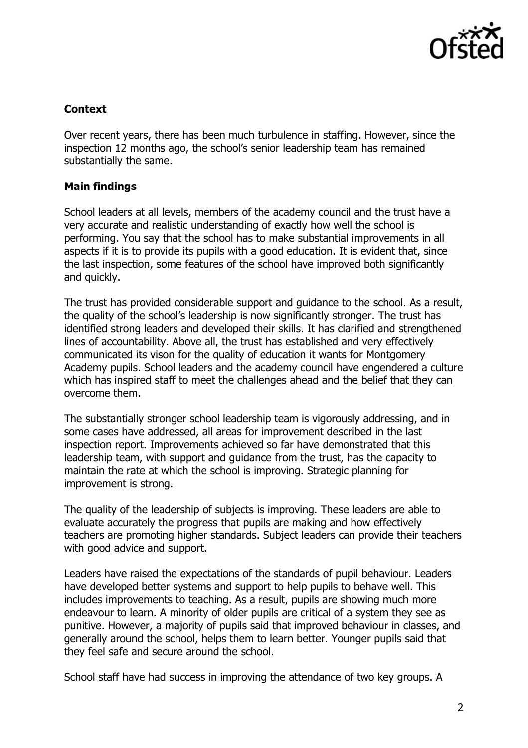### Context

Over recent years, there has been much turbulence in staffing. However, since the inspection 12 months ago, the school's senior leadership team has remained substantially the same.

### Main findings

School leaders at all levels, members of the academy council and the trust have a very accurate and realistic understanding of exactly how well the school is performing. You say that the school has to make substantial improvements in all aspects if it is to provide its pupils with a good education. It is evident that, since the last inspection, some features of the school have improved both significantly and quickly.

The trust has provided considerable support and guidance to the school. As a result, the quality of the school's leadership is now significantly stronger. The trust has identified strong leaders and developed their skills. It has clarified and strengthened lines of accountability. Above all, the trust has established and very effectively communicated its vison for the quality of education it wants for Montgomery Academy pupils. School leaders and the academy council have engendered a culture which has inspired staff to meet the challenges ahead and the belief that they can overcome them.

The substantially stronger school leadership team is vigorously addressing, and in some cases have addressed, all areas for improvement described in the last inspection report. Improvements achieved so far have demonstrated that this leadership team, with support and guidance from the trust, has the capacity to maintain the rate at which the school is improving. Strategic planning for improvement is strong.

The quality of the leadership of subjects is improving. These leaders are able to evaluate accurately the progress that pupils are making and how effectively teachers are promoting higher standards. Subject leaders can provide their teachers with good advice and support.

Leaders have raised the expectations of the standards of pupil behaviour. Leaders have developed better systems and support to help pupils to behave well. This includes improvements to teaching. As a result, pupils are showing much more endeavour to learn. A minority of older pupils are critical of a system they see as punitive. However, a majority of pupils said that improved behaviour in classes, and generally around the school, helps them to learn better. Younger pupils said that they feel safe and secure around the school.

School staff have had success in improving the attendance of two key groups. A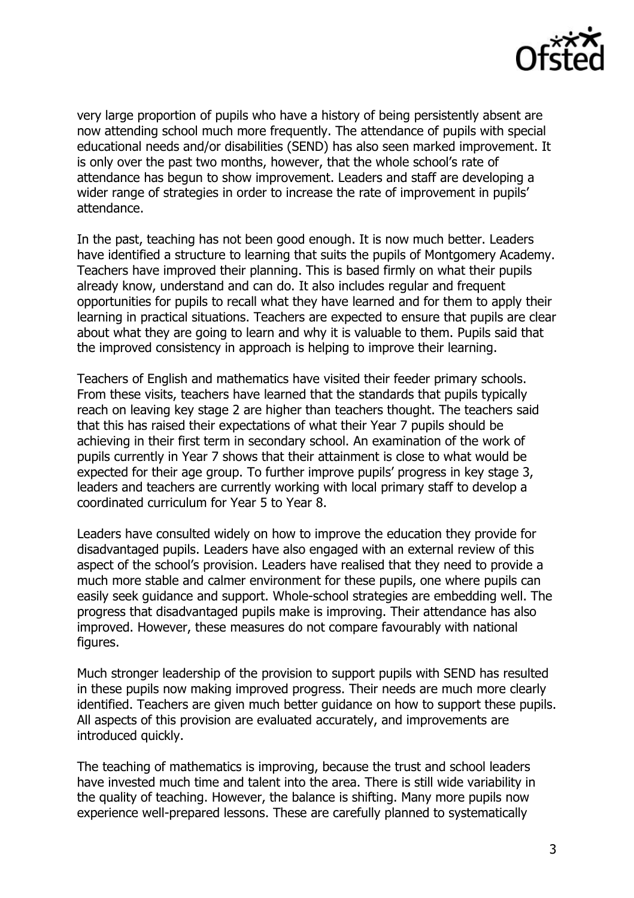very large proportion of pupils who have a history of being persistently absent are now attending school much more frequently. The attendance of pupils with special educational needs and/or disabilities (SEND) has also seen marked improvement. It is only over the past two months, however, that the whole school's rate of attendance has begun to show improvement. Leaders and staff are developing a wider range of strategies in order to increase the rate of improvement in pupils' attendance.

In the past, teaching has not been good enough. It is now much better. Leaders have identified a structure to learning that suits the pupils of Montgomery Academy. Teachers have improved their planning. This is based firmly on what their pupils already know, understand and can do. It also includes regular and frequent opportunities for pupils to recall what they have learned and for them to apply their learning in practical situations. Teachers are expected to ensure that pupils are clear about what they are going to learn and why it is valuable to them. Pupils said that the improved consistency in approach is helping to improve their learning.

Teachers of English and mathematics have visited their feeder primary schools. From these visits, teachers have learned that the standards that pupils typically reach on leaving key stage 2 are higher than teachers thought. The teachers said that this has raised their expectations of what their Year 7 pupils should be achieving in their first term in secondary school. An examination of the work of pupils currently in Year 7 shows that their attainment is close to what would be expected for their age group. To further improve pupils' progress in key stage 3, leaders and teachers are currently working with local primary staff to develop a coordinated curriculum for Year 5 to Year 8.

Leaders have consulted widely on how to improve the education they provide for disadvantaged pupils. Leaders have also engaged with an external review of this aspect of the school's provision. Leaders have realised that they need to provide a much more stable and calmer environment for these pupils, one where pupils can easily seek guidance and support. Whole-school strategies are embedding well. The progress that disadvantaged pupils make is improving. Their attendance has also improved. However, these measures do not compare favourably with national figures.

Much stronger leadership of the provision to support pupils with SEND has resulted in these pupils now making improved progress. Their needs are much more clearly identified. Teachers are given much better guidance on how to support these pupils. All aspects of this provision are evaluated accurately, and improvements are introduced quickly.

The teaching of mathematics is improving, because the trust and school leaders have invested much time and talent into the area. There is still wide variability in the quality of teaching. However, the balance is shifting. Many more pupils now experience well-prepared lessons. These are carefully planned to systematically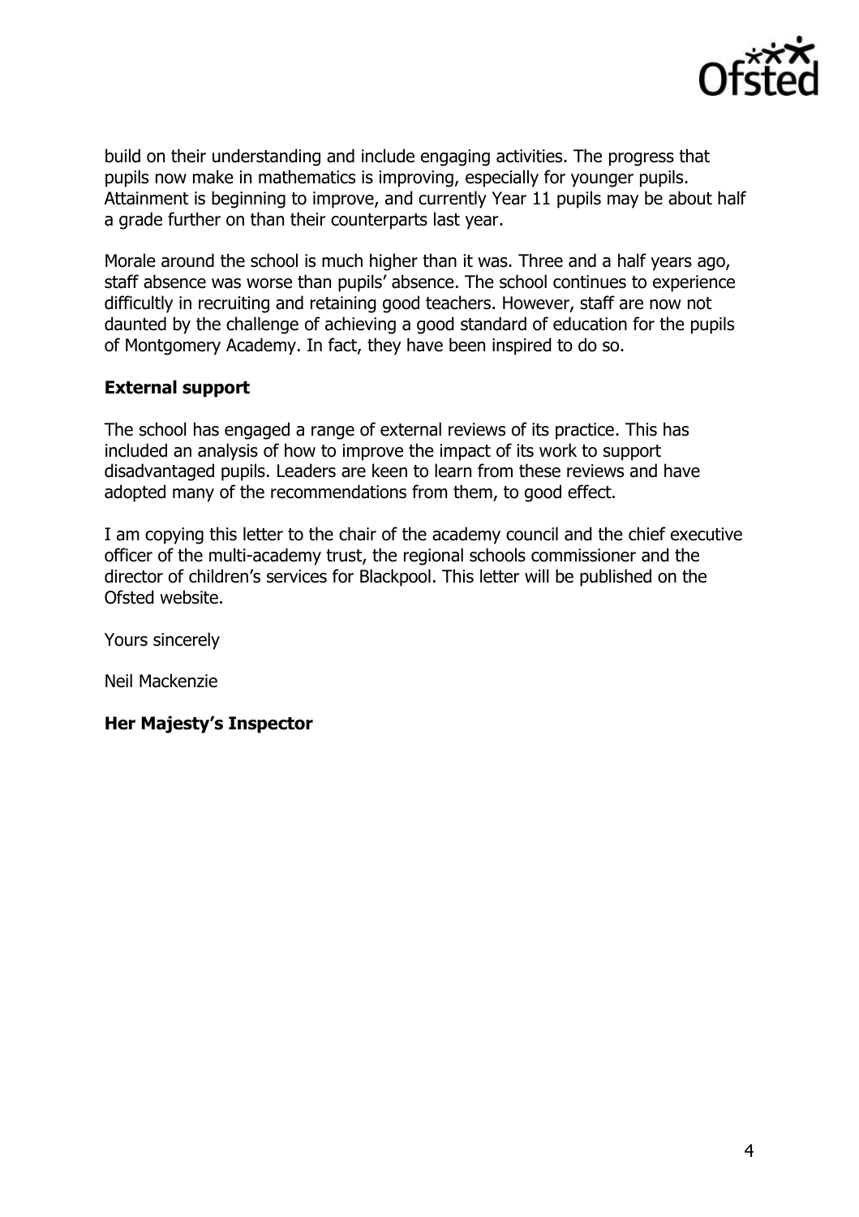build on their understanding and include engaging activities. The progress that pupils now make in mathematics is improving, especially for younger pupils. Attainment is beginning to improve, and currently Year 11 pupils may be about half a grade further on than their counterparts last year.

Morale around the school is much higher than it was. Three and a half years ago, staff absence was worse than pupils' absence. The school continues to experience difficultly in recruiting and retaining good teachers. However, staff are now not daunted by the challenge of achieving a good standard of education for the pupils of Montgomery Academy. In fact, they have been inspired to do so.

**External support**

The school has engaged a range of external reviews of its practice. This has included an analysis of how to improve the impact of its work to support disadvantaged pupils. Leaders are keen to learn from these reviews and have adopted many of the recommendations from them, to good effect.

I am copying this letter to the chair of the academy council and the chief executive officer of the multi-academy trust, the regional schools commissioner and the director of children's services for Blackpool. This letter will be published on the Ofsted website.

Yours sincerely

Neil Mackenzie

**Her Majesty's Inspector**